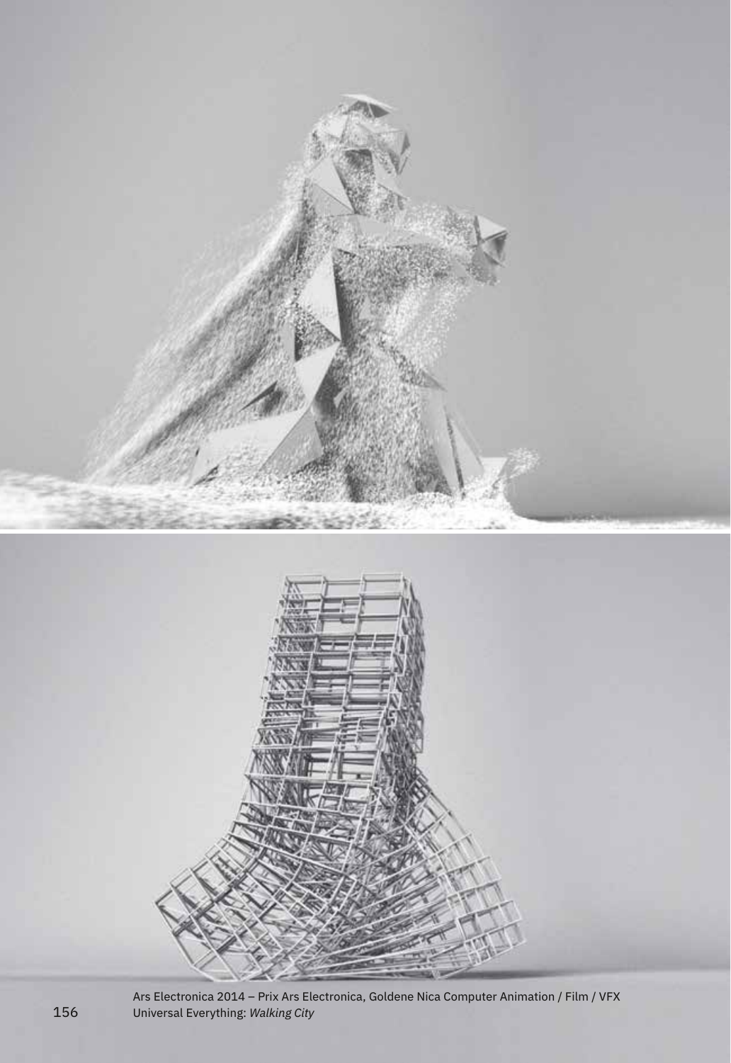Ars Electronica 2014 – Prix Ars Electronica, Goldene Nica Computer Animation / Film / VFX
Universal Everything: *Walking City*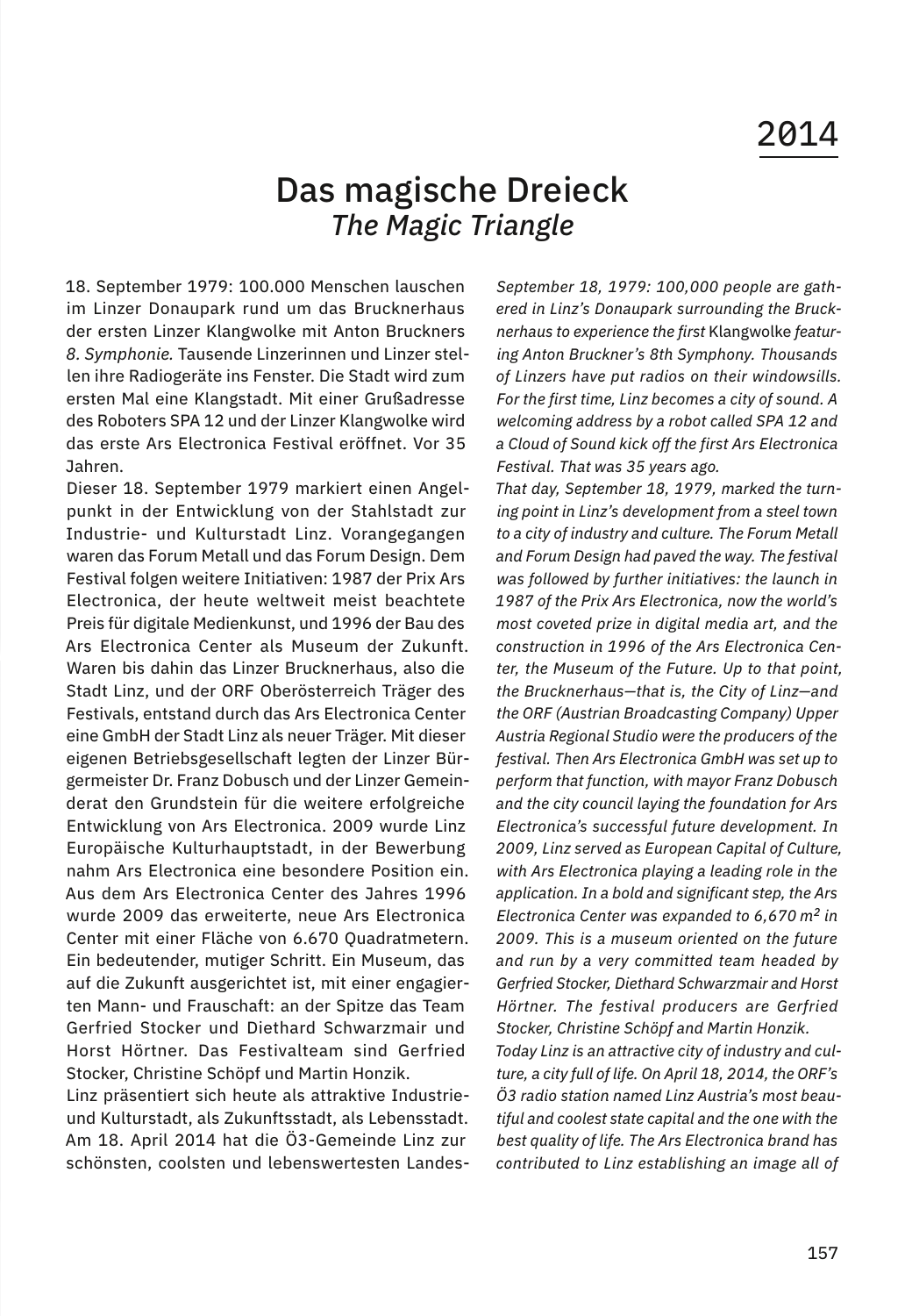# 2014

## Das magische Dreieck

*The Magic Triangle*

18. September 1979: 100.000 Menschen lauschen im Linzer Donaupark rund um das Brucknerhaus der ersten Linzer Klangwolke mit Anton Bruckners *8. Symphonie.* Tausende Linzerinnen und Linzer stellen ihre Radiogeräte ins Fenster. Die Stadt wird zum ersten Mal eine Klangstadt. Mit einer Grußadresse des Roboters SPA 12 und der Linzer Klangwolke wird das erste Ars Electronica Festival eröffnet. Vor 35 Jahren.

Dieser 18. September 1979 markiert einen Angelpunkt in der Entwicklung von der Stahlstadt zur Industrie- und Kulturstadt Linz. Vorangegangen waren das Forum Metall und das Forum Design. Dem Festival folgen weitere Initiativen: 1987 der Prix Ars Electronica, der heute weltweit meist beachtete Preis für digitale Medienkunst, und 1996 der Bau des Ars Electronica Center als Museum der Zukunft. Waren bis dahin das Linzer Brucknerhaus, also die Stadt Linz, und der ORF Oberösterreich Träger des Festivals, entstand durch das Ars Electronica Center eine GmbH der Stadt Linz als neuer Träger. Mit dieser eigenen Betriebsgesellschaft legten der Linzer Bürgermeister Dr. Franz Dobusch und der Linzer Gemeinderat den Grundstein für die weitere erfolgreiche Entwicklung von Ars Electronica. 2009 wurde Linz Europäische Kulturhauptstadt, in der Bewerbung nahm Ars Electronica eine besondere Position ein. Aus dem Ars Electronica Center des Jahres 1996 wurde 2009 das erweiterte, neue Ars Electronica Center mit einer Fläche von 6.670 Quadratmetern. Ein bedeutender, mutiger Schritt. Ein Museum, das auf die Zukunft ausgerichtet ist, mit einer engagierten Mann- und Frauschaft: an der Spitze das Team Gerfried Stocker und Diethard Schwarzmair und Horst Hörtner. Das Festivalteam sind Gerfried Stocker, Christine Schöpf und Martin Honzik.

Linz präsentiert sich heute als attraktive Industrie- und Kulturstadt, als Zukunftsstadt, als Lebensstadt. Am 18. April 2014 hat die Ö3-Gemeinde Linz zur schönsten, coolsten und lebenswertesten Landes-

*September 18, 1979: 100,000 people are gathered in Linz's Donaupark surrounding the Brucknerhaus to experience the first* Klangwolke *featuring Anton Bruckner's 8th Symphony. Thousands of Linzers have put radios on their windowsills. For the first time, Linz becomes a city of sound. A welcoming address by a robot called SPA 12 and a Cloud of Sound kick off the first Ars Electronica Festival. That was 35 years ago.*

*That day, September 18, 1979, marked the turning point in Linz's development from a steel town to a city of industry and culture. The Forum Metall and Forum Design had paved the way. The festival was followed by further initiatives: the launch in 1987 of the Prix Ars Electronica, now the world's most coveted prize in digital media art, and the construction in 1996 of the Ars Electronica Center, the Museum of the Future. Up to that point, the Brucknerhaus—that is, the City of Linz—and the ORF (Austrian Broadcasting Company) Upper Austria Regional Studio were the producers of the festival. Then Ars Electronica GmbH was set up to perform that function, with mayor Franz Dobusch and the city council laying the foundation for Ars Electronica's successful future development. In 2009, Linz served as European Capital of Culture, with Ars Electronica playing a leading role in the application. In a bold and significant step, the Ars Electronica Center was expanded to 6,670 m² in 2009. This is a museum oriented on the future and run by a very committed team headed by Gerfried Stocker, Diethard Schwarzmair and Horst Hörtner. The festival producers are Gerfried Stocker, Christine Schöpf and Martin Honzik.*

*Today Linz is an attractive city of industry and culture, a city full of life. On April 18, 2014, the ORF's Ö3 radio station named Linz Austria's most beautiful and coolest state capital and the one with the best quality of life. The Ars Electronica brand has contributed to Linz establishing an image all of*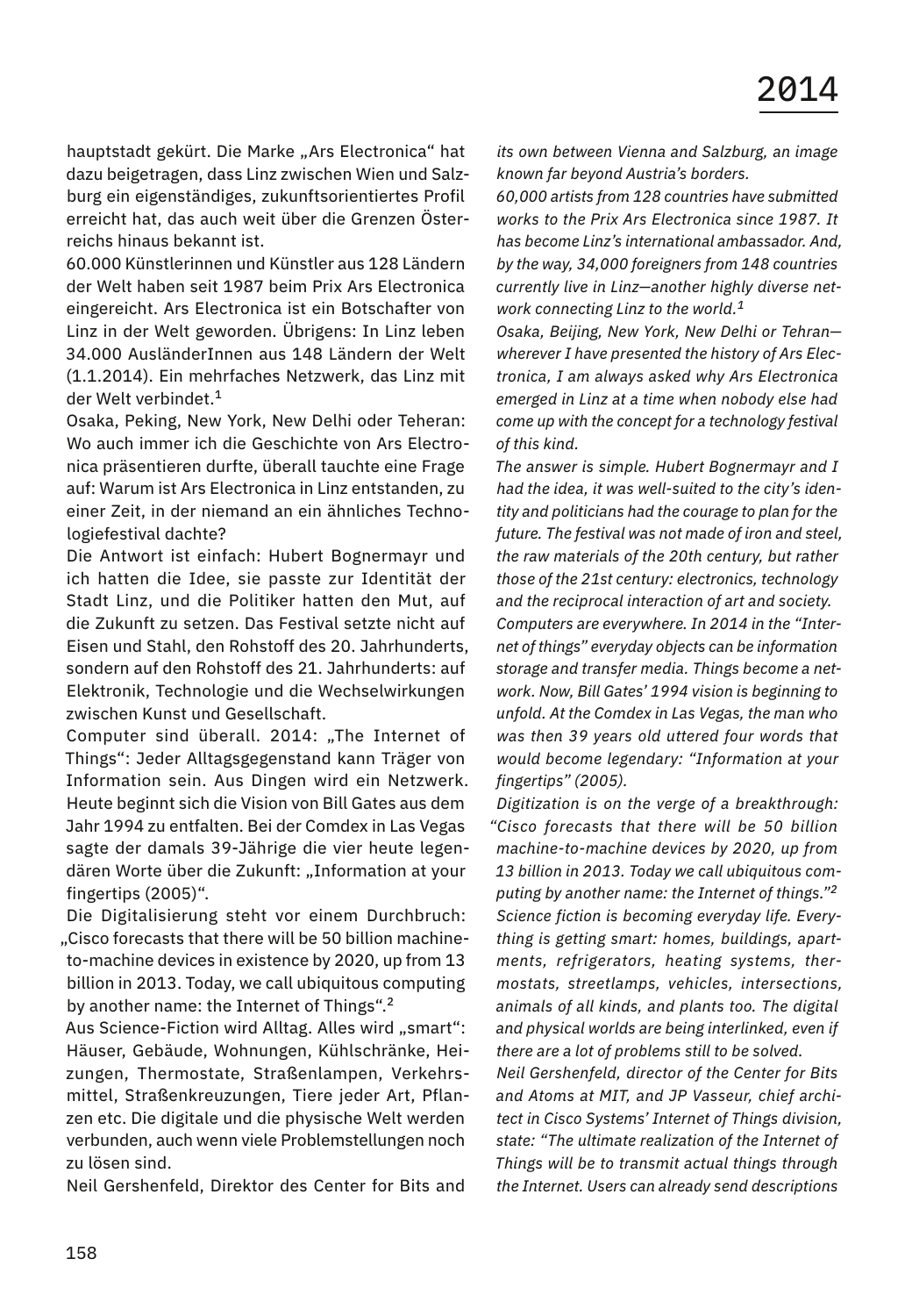hauptstadt gekürt. Die Marke „Ars Electronica" hat dazu beigetragen, dass Linz zwischen Wien und Salzburg ein eigenständiges, zukunftsorientiertes Profil erreicht hat, das auch weit über die Grenzen Österreichs hinaus bekannt ist.

60.000 Künstlerinnen und Künstler aus 128 Ländern der Welt haben seit 1987 beim Prix Ars Electronica eingereicht. Ars Electronica ist ein Botschafter von Linz in der Welt geworden. Übrigens: In Linz leben 34.000 AusländerInnen aus 148 Ländern der Welt (1.1.2014). Ein mehrfaches Netzwerk, das Linz mit der Welt verbindet.[1]

Osaka, Peking, New York, New Delhi oder Teheran: Wo auch immer ich die Geschichte von Ars Electronica präsentieren durfte, überall tauchte eine Frage auf: Warum ist Ars Electronica in Linz entstanden, zu einer Zeit, in der niemand an ein ähnliches Technologiefestival dachte?

Die Antwort ist einfach: Hubert Bognermayr und ich hatten die Idee, sie passte zur Identität der Stadt Linz, und die Politiker hatten den Mut, auf die Zukunft zu setzen. Das Festival setzte nicht auf Eisen und Stahl, den Rohstoff des 20. Jahrhunderts, sondern auf den Rohstoff des 21. Jahrhunderts: auf Elektronik, Technologie und die Wechselwirkungen zwischen Kunst und Gesellschaft.

Computer sind überall. 2014: „The Internet of Things": Jeder Alltagsgegenstand kann Träger von Information sein. Aus Dingen wird ein Netzwerk. Heute beginnt sich die Vision von Bill Gates aus dem Jahr 1994 zu entfalten. Bei der Comdex in Las Vegas sagte der damals 39-Jährige die vier heute legendären Worte über die Zukunft: „Information at your fingertips (2005)".

Die Digitalisierung steht vor einem Durchbruch: „Cisco forecasts that there will be 50 billion machine-to-machine devices in existence by 2020, up from 13 billion in 2013. Today, we call ubiquitous computing by another name: the Internet of Things".[2]

Aus Science-Fiction wird Alltag. Alles wird „smart": Häuser, Gebäude, Wohnungen, Kühlschränke, Heizungen, Thermostate, Straßenlampen, Verkehrsmittel, Straßenkreuzungen, Tiere jeder Art, Pflanzen etc. Die digitale und die physische Welt werden verbunden, auch wenn viele Problemstellungen noch zu lösen sind.

Neil Gershenfeld, Direktor des Center for Bits and

*its own between Vienna and Salzburg, an image known far beyond Austria's borders.*

*60,000 artists from 128 countries have submitted works to the Prix Ars Electronica since 1987. It has become Linz's international ambassador. And, by the way, 34,000 foreigners from 148 countries currently live in Linz—another highly diverse network connecting Linz to the world.*[1]

*Osaka, Beijing, New York, New Delhi or Tehran—wherever I have presented the history of Ars Electronica, I am always asked why Ars Electronica emerged in Linz at a time when nobody else had come up with the concept for a technology festival of this kind.*

*The answer is simple. Hubert Bognermayr and I had the idea, it was well-suited to the city's identity and politicians had the courage to plan for the future. The festival was not made of iron and steel, the raw materials of the 20th century, but rather those of the 21st century: electronics, technology and the reciprocal interaction of art and society.*

*Computers are everywhere. In 2014 in the "Internet of things" everyday objects can be information storage and transfer media. Things become a network. Now, Bill Gates' 1994 vision is beginning to unfold. At the Comdex in Las Vegas, the man who was then 39 years old uttered four words that would become legendary: "Information at your fingertips" (2005).*

*Digitization is on the verge of a breakthrough: "Cisco forecasts that there will be 50 billion machine-to-machine devices by 2020, up from 13 billion in 2013. Today we call ubiquitous computing by another name: the Internet of things."*[2]

*Science fiction is becoming everyday life. Everything is getting smart: homes, buildings, apartments, refrigerators, heating systems, thermostats, streetlamps, vehicles, intersections, animals of all kinds, and plants too. The digital and physical worlds are being interlinked, even if there are a lot of problems still to be solved.*

*Neil Gershenfeld, director of the Center for Bits and Atoms at MIT, and JP Vasseur, chief architect in Cisco Systems' Internet of Things division, state: "The ultimate realization of the Internet of Things will be to transmit actual things through the Internet. Users can already send descriptions*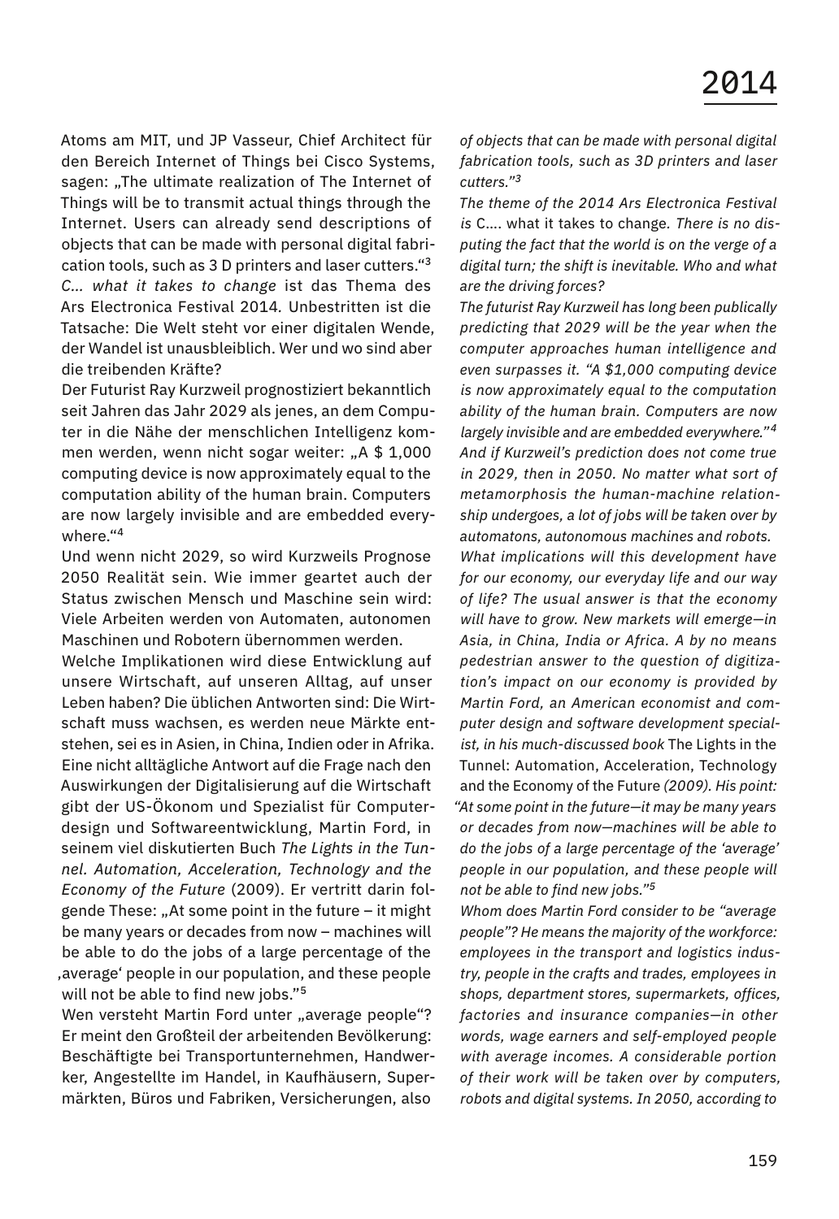Atoms am MIT, und JP Vasseur, Chief Architect für den Bereich Internet of Things bei Cisco Systems, sagen: „The ultimate realization of The Internet of Things will be to transmit actual things through the Internet. Users can already send descriptions of objects that can be made with personal digital fabrication tools, such as 3 D printers and laser cutters.“[3]

*C… what it takes to change* ist das Thema des Ars Electronica Festival 2014. Unbestritten ist die Tatsache: Die Welt steht vor einer digitalen Wende, der Wandel ist unausbleiblich. Wer und wo sind aber die treibenden Kräfte?

Der Futurist Ray Kurzweil prognostiziert bekanntlich seit Jahren das Jahr 2029 als jenes, an dem Computer in die Nähe der menschlichen Intelligenz kommen werden, wenn nicht sogar weiter: „A $ 1,000 computing device is now approximately equal to the computation ability of the human brain. Computers are now largely invisible and are embedded everywhere.“[4]

Und wenn nicht 2029, so wird Kurzweils Prognose 2050 Realität sein. Wie immer geartet auch der Status zwischen Mensch und Maschine sein wird: Viele Arbeiten werden von Automaten, autonomen Maschinen und Robotern übernommen werden.

Welche Implikationen wird diese Entwicklung auf unsere Wirtschaft, auf unseren Alltag, auf unser Leben haben? Die üblichen Antworten sind: Die Wirtschaft muss wachsen, es werden neue Märkte entstehen, sei es in Asien, in China, Indien oder in Afrika. Eine nicht alltägliche Antwort auf die Frage nach den Auswirkungen der Digitalisierung auf die Wirtschaft gibt der US-Ökonom und Spezialist für Computerdesign und Softwareentwicklung, Martin Ford, in seinem viel diskutierten Buch *The Lights in the Tunnel. Automation, Acceleration, Technology and the Economy of the Future* (2009). Er vertritt darin folgende These: „At some point in the future – it might be many years or decades from now – machines will be able to do the jobs of a large percentage of the ‚average‘ people in our population, and these people will not be able to find new jobs.“[5]

Wen versteht Martin Ford unter „average people“? Er meint den Großteil der arbeitenden Bevölkerung: Beschäftigte bei Transportunternehmen, Handwerker, Angestellte im Handel, in Kaufhäusern, Supermärkten, Büros und Fabriken, Versicherungen, also

*of objects that can be made with personal digital fabrication tools, such as 3D printers and laser cutters.”[3]*

*The theme of the 2014 Ars Electronica Festival is* C…. what it takes to change*. There is no disputing the fact that the world is on the verge of a digital turn; the shift is inevitable. Who and what are the driving forces?*

*The futurist Ray Kurzweil has long been publically predicting that 2029 will be the year when the computer approaches human intelligence and even surpasses it. “A $1,000 computing device is now approximately equal to the computation ability of the human brain. Computers are now largely invisible and are embedded everywhere.”[4]*

*And if Kurzweil's prediction does not come true in 2029, then in 2050. No matter what sort of metamorphosis the human-machine relationship undergoes, a lot of jobs will be taken over by automatons, autonomous machines and robots.*

*What implications will this development have for our economy, our everyday life and our way of life? The usual answer is that the economy will have to grow. New markets will emerge—in Asia, in China, India or Africa. A by no means pedestrian answer to the question of digitization's impact on our economy is provided by Martin Ford, an American economist and computer design and software development specialist, in his much-discussed book* The Lights in the Tunnel: Automation, Acceleration, Technology and the Economy of the Future *(2009). His point: “At some point in the future—it may be many years or decades from now—machines will be able to do the jobs of a large percentage of the ‘average' people in our population, and these people will not be able to find new jobs.”[5]*

*Whom does Martin Ford consider to be “average people”? He means the majority of the workforce: employees in the transport and logistics industry, people in the crafts and trades, employees in shops, department stores, supermarkets, offices, factories and insurance companies—in other words, wage earners and self-employed people with average incomes. A considerable portion of their work will be taken over by computers, robots and digital systems. In 2050, according to*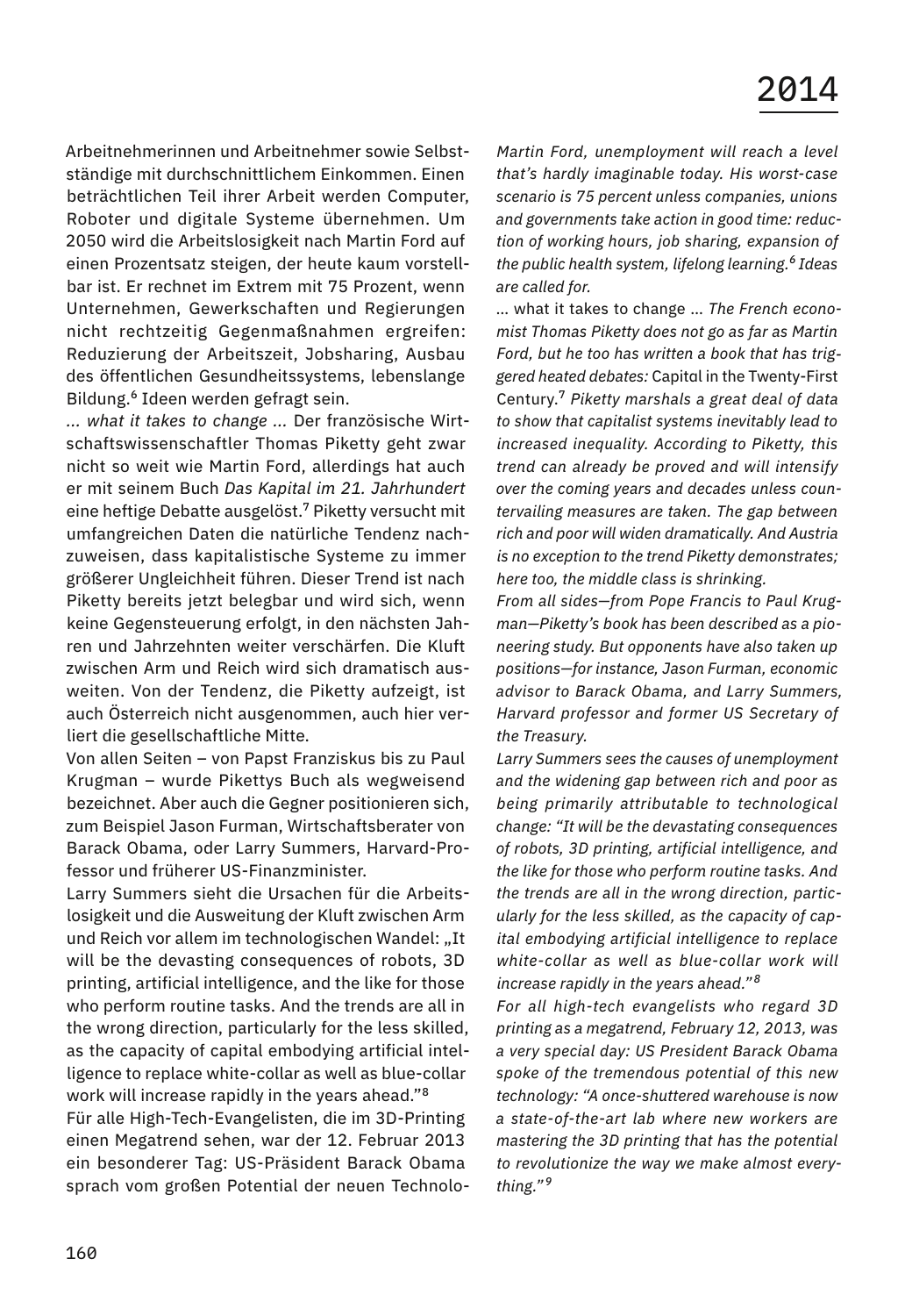Arbeitnehmerinnen und Arbeitnehmer sowie Selbstständige mit durchschnittlichem Einkommen. Einen beträchtlichen Teil ihrer Arbeit werden Computer, Roboter und digitale Systeme übernehmen. Um 2050 wird die Arbeitslosigkeit nach Martin Ford auf einen Prozentsatz steigen, der heute kaum vorstellbar ist. Er rechnet im Extrem mit 75 Prozent, wenn Unternehmen, Gewerkschaften und Regierungen nicht rechtzeitig Gegenmaßnahmen ergreifen: Reduzierung der Arbeitszeit, Jobsharing, Ausbau des öffentlichen Gesundheitssystems, lebenslange Bildung.[6] Ideen werden gefragt sein.

*... what it takes to change ...* Der französische Wirtschaftswissenschaftler Thomas Piketty geht zwar nicht so weit wie Martin Ford, allerdings hat auch er mit seinem Buch *Das Kapital im 21. Jahrhundert* eine heftige Debatte ausgelöst.[7] Piketty versucht mit umfangreichen Daten die natürliche Tendenz nachzuweisen, dass kapitalistische Systeme zu immer größerer Ungleichheit führen. Dieser Trend ist nach Piketty bereits jetzt belegbar und wird sich, wenn keine Gegensteuerung erfolgt, in den nächsten Jahren und Jahrzehnten weiter verschärfen. Die Kluft zwischen Arm und Reich wird sich dramatisch ausweiten. Von der Tendenz, die Piketty aufzeigt, ist auch Österreich nicht ausgenommen, auch hier verliert die gesellschaftliche Mitte.

Von allen Seiten – von Papst Franziskus bis zu Paul Krugman – wurde Pikettys Buch als wegweisend bezeichnet. Aber auch die Gegner positionieren sich, zum Beispiel Jason Furman, Wirtschaftsberater von Barack Obama, oder Larry Summers, Harvard-Professor und früherer US-Finanzminister.

Larry Summers sieht die Ursachen für die Arbeitslosigkeit und die Ausweitung der Kluft zwischen Arm und Reich vor allem im technologischen Wandel: „It will be the devasting consequences of robots, 3D printing, artificial intelligence, and the like for those who perform routine tasks. And the trends are all in the wrong direction, particularly for the less skilled, as the capacity of capital embodying artificial intelligence to replace white-collar as well as blue-collar work will increase rapidly in the years ahead."[8]

Für alle High-Tech-Evangelisten, die im 3D-Printing einen Megatrend sehen, war der 12. Februar 2013 ein besonderer Tag: US-Präsident Barack Obama sprach vom großen Potential der neuen Technolo-

*Martin Ford, unemployment will reach a level that's hardly imaginable today. His worst-case scenario is 75 percent unless companies, unions and governments take action in good time: reduction of working hours, job sharing, expansion of the public health system, lifelong learning.[6] Ideas are called for.*

... what it takes to change ... *The French economist Thomas Piketty does not go as far as Martin Ford, but he too has written a book that has triggered heated debates:* Capital in the Twenty-First Century.[7] *Piketty marshals a great deal of data to show that capitalist systems inevitably lead to increased inequality. According to Piketty, this trend can already be proved and will intensify over the coming years and decades unless countervailing measures are taken. The gap between rich and poor will widen dramatically. And Austria is no exception to the trend Piketty demonstrates; here too, the middle class is shrinking.*

*From all sides—from Pope Francis to Paul Krugman—Piketty's book has been described as a pioneering study. But opponents have also taken up positions—for instance, Jason Furman, economic advisor to Barack Obama, and Larry Summers, Harvard professor and former US Secretary of the Treasury.*

*Larry Summers sees the causes of unemployment and the widening gap between rich and poor as being primarily attributable to technological change: "It will be the devastating consequences of robots, 3D printing, artificial intelligence, and the like for those who perform routine tasks. And the trends are all in the wrong direction, particularly for the less skilled, as the capacity of capital embodying artificial intelligence to replace white-collar as well as blue-collar work will increase rapidly in the years ahead."[8]*

*For all high-tech evangelists who regard 3D printing as a megatrend, February 12, 2013, was a very special day: US President Barack Obama spoke of the tremendous potential of this new technology: "A once-shuttered warehouse is now a state-of-the-art lab where new workers are mastering the 3D printing that has the potential to revolutionize the way we make almost everything."[9]*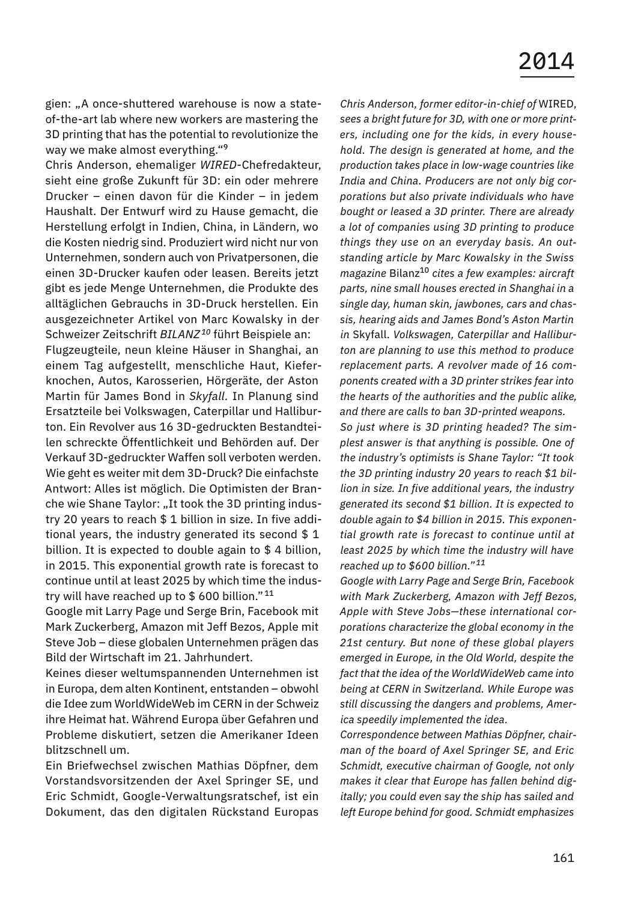# 2014

gien: „A once-shuttered warehouse is now a state-of-the-art lab where new workers are mastering the 3D printing that has the potential to revolutionize the way we make almost everything."[9]

Chris Anderson, ehemaliger *WIRED*-Chefredakteur, sieht eine große Zukunft für 3D: ein oder mehrere Drucker – einen davon für die Kinder – in jedem Haushalt. Der Entwurf wird zu Hause gemacht, die Herstellung erfolgt in Indien, China, in Ländern, wo die Kosten niedrig sind. Produziert wird nicht nur von Unternehmen, sondern auch von Privatpersonen, die einen 3D-Drucker kaufen oder leasen. Bereits jetzt gibt es jede Menge Unternehmen, die Produkte des alltäglichen Gebrauchs in 3D-Druck herstellen. Ein ausgezeichneter Artikel von Marc Kowalsky in der Schweizer Zeitschrift *BILANZ*[10] führt Beispiele an: Flugzeugteile, neun kleine Häuser in Shanghai, an einem Tag aufgestellt, menschliche Haut, Kieferknochen, Autos, Karosserien, Hörgeräte, der Aston Martin für James Bond in *Skyfall.* In Planung sind Ersatzteile bei Volkswagen, Caterpillar und Halliburton. Ein Revolver aus 16 3D-gedruckten Bestandteilen schreckte Öffentlichkeit und Behörden auf. Der Verkauf 3D-gedruckter Waffen soll verboten werden.

Wie geht es weiter mit dem 3D-Druck? Die einfachste Antwort: Alles ist möglich. Die Optimisten der Branche wie Shane Taylor: „It took the 3D printing industry 20 years to reach $ 1 billion in size. In five additional years, the industry generated its second $ 1 billion. It is expected to double again to $ 4 billion, in 2015. This exponential growth rate is forecast to continue until at least 2025 by which time the industry will have reached up to $ 600 billion."[11]

Google mit Larry Page und Serge Brin, Facebook mit Mark Zuckerberg, Amazon mit Jeff Bezos, Apple mit Steve Job – diese globalen Unternehmen prägen das Bild der Wirtschaft im 21. Jahrhundert.

Keines dieser weltumspannenden Unternehmen ist in Europa, dem alten Kontinent, entstanden – obwohl die Idee zum WorldWideWeb im CERN in der Schweiz ihre Heimat hat. Während Europa über Gefahren und Probleme diskutiert, setzen die Amerikaner Ideen blitzschnell um.

Ein Briefwechsel zwischen Mathias Döpfner, dem Vorstandsvorsitzenden der Axel Springer SE, und Eric Schmidt, Google-Verwaltungsratschef, ist ein Dokument, das den digitalen Rückstand Europas

*Chris Anderson, former editor-in-chief of* WIRED, *sees a bright future for 3D, with one or more printers, including one for the kids, in every household. The design is generated at home, and the production takes place in low-wage countries like India and China. Producers are not only big corporations but also private individuals who have bought or leased a 3D printer. There are already a lot of companies using 3D printing to produce things they use on an everyday basis. An outstanding article by Marc Kowalsky in the Swiss magazine* Bilanz[10] *cites a few examples: aircraft parts, nine small houses erected in Shanghai in a single day, human skin, jawbones, cars and chassis, hearing aids and James Bond's Aston Martin in* Skyfall. *Volkswagen, Caterpillar and Halliburton are planning to use this method to produce replacement parts. A revolver made of 16 components created with a 3D printer strikes fear into the hearts of the authorities and the public alike, and there are calls to ban 3D-printed weapons.*

*So just where is 3D printing headed? The simplest answer is that anything is possible. One of the industry's optimists is Shane Taylor: "It took the 3D printing industry 20 years to reach $1 billion in size. In five additional years, the industry generated its second $1 billion. It is expected to double again to $4 billion in 2015. This exponential growth rate is forecast to continue until at least 2025 by which time the industry will have reached up to $600 billion."*[11]

*Google with Larry Page and Serge Brin, Facebook with Mark Zuckerberg, Amazon with Jeff Bezos, Apple with Steve Jobs—these international corporations characterize the global economy in the 21st century. But none of these global players emerged in Europe, in the Old World, despite the fact that the idea of the WorldWideWeb came into being at CERN in Switzerland. While Europe was still discussing the dangers and problems, America speedily implemented the idea.*

*Correspondence between Mathias Döpfner, chairman of the board of Axel Springer SE, and Eric Schmidt, executive chairman of Google, not only makes it clear that Europe has fallen behind digitally; you could even say the ship has sailed and left Europe behind for good. Schmidt emphasizes*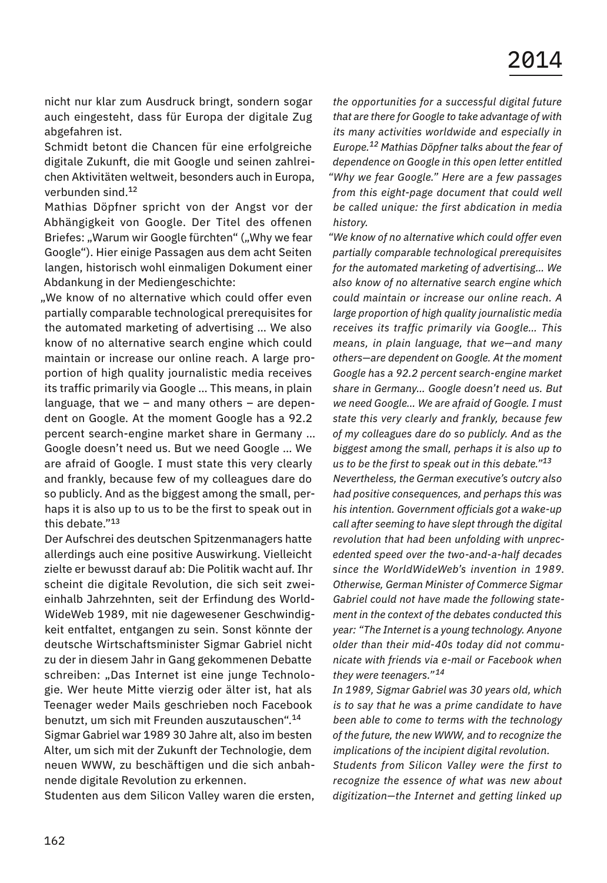nicht nur klar zum Ausdruck bringt, sondern sogar auch eingesteht, dass für Europa der digitale Zug abgefahren ist.

Schmidt betont die Chancen für eine erfolgreiche digitale Zukunft, die mit Google und seinen zahlreichen Aktivitäten weltweit, besonders auch in Europa, verbunden sind.[12]

Mathias Döpfner spricht von der Angst vor der Abhängigkeit von Google. Der Titel des offenen Briefes: „Warum wir Google fürchten" („Why we fear Google"). Hier einige Passagen aus dem acht Seiten langen, historisch wohl einmaligen Dokument einer Abdankung in der Mediengeschichte:

„We know of no alternative which could offer even partially comparable technological prerequisites for the automated marketing of advertising ... We also know of no alternative search engine which could maintain or increase our online reach. A large proportion of high quality journalistic media receives its traffic primarily via Google ... This means, in plain language, that we – and many others – are dependent on Google. At the moment Google has a 92.2 percent search-engine market share in Germany ... Google doesn't need us. But we need Google ... We are afraid of Google. I must state this very clearly and frankly, because few of my colleagues dare do so publicly. And as the biggest among the small, perhaps it is also up to us to be the first to speak out in this debate."[13]

Der Aufschrei des deutschen Spitzenmanagers hatte allerdings auch eine positive Auswirkung. Vielleicht zielte er bewusst darauf ab: Die Politik wacht auf. Ihr scheint die digitale Revolution, die sich seit zweieinhalb Jahrzehnten, seit der Erfindung des WorldWideWeb 1989, mit nie dagewesener Geschwindigkeit entfaltet, entgangen zu sein. Sonst könnte der deutsche Wirtschaftsminister Sigmar Gabriel nicht zu der in diesem Jahr in Gang gekommenen Debatte schreiben: „Das Internet ist eine junge Technologie. Wer heute Mitte vierzig oder älter ist, hat als Teenager weder Mails geschrieben noch Facebook benutzt, um sich mit Freunden auszutauschen".[14]

Sigmar Gabriel war 1989 30 Jahre alt, also im besten Alter, um sich mit der Zukunft der Technologie, dem neuen WWW, zu beschäftigen und die sich anbahnende digitale Revolution zu erkennen.

Studenten aus dem Silicon Valley waren die ersten,

*the opportunities for a successful digital future that are there for Google to take advantage of with its many activities worldwide and especially in Europe.[12] Mathias Döpfner talks about the fear of dependence on Google in this open letter entitled "Why we fear Google." Here are a few passages from this eight-page document that could well be called unique: the first abdication in media history.*

*"We know of no alternative which could offer even partially comparable technological prerequisites for the automated marketing of advertising... We also know of no alternative search engine which could maintain or increase our online reach. A large proportion of high quality journalistic media receives its traffic primarily via Google... This means, in plain language, that we—and many others—are dependent on Google. At the moment Google has a 92.2 percent search-engine market share in Germany... Google doesn't need us. But we need Google... We are afraid of Google. I must state this very clearly and frankly, because few of my colleagues dare do so publicly. And as the biggest among the small, perhaps it is also up to us to be the first to speak out in this debate."[13]*

*Nevertheless, the German executive's outcry also had positive consequences, and perhaps this was his intention. Government officials got a wake-up call after seeming to have slept through the digital revolution that had been unfolding with unprecedented speed over the two-and-a-half decades since the WorldWideWeb's invention in 1989. Otherwise, German Minister of Commerce Sigmar Gabriel could not have made the following statement in the context of the debates conducted this year: "The Internet is a young technology. Anyone older than their mid-40s today did not communicate with friends via e-mail or Facebook when they were teenagers."[14]*

*In 1989, Sigmar Gabriel was 30 years old, which is to say that he was a prime candidate to have been able to come to terms with the technology of the future, the new WWW, and to recognize the implications of the incipient digital revolution.*

*Students from Silicon Valley were the first to recognize the essence of what was new about digitization—the Internet and getting linked up*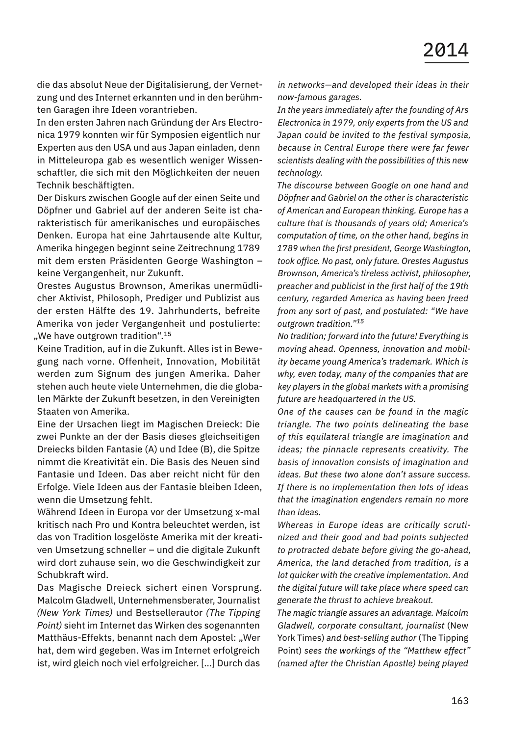die das absolut Neue der Digitalisierung, der Vernetzung und des Internet erkannten und in den berühmten Garagen ihre Ideen vorantrieben.

In den ersten Jahren nach Gründung der Ars Electronica 1979 konnten wir für Symposien eigentlich nur Experten aus den USA und aus Japan einladen, denn in Mitteleuropa gab es wesentlich weniger Wissenschaftler, die sich mit den Möglichkeiten der neuen Technik beschäftigten.

Der Diskurs zwischen Google auf der einen Seite und Döpfner und Gabriel auf der anderen Seite ist charakteristisch für amerikanisches und europäisches Denken. Europa hat eine Jahrtausende alte Kultur, Amerika hingegen beginnt seine Zeitrechnung 1789 mit dem ersten Präsidenten George Washington – keine Vergangenheit, nur Zukunft.

Orestes Augustus Brownson, Amerikas unermüdlicher Aktivist, Philosoph, Prediger und Publizist aus der ersten Hälfte des 19. Jahrhunderts, befreite Amerika von jeder Vergangenheit und postulierte: „We have outgrown tradition".[15]

Keine Tradition, auf in die Zukunft. Alles ist in Bewegung nach vorne. Offenheit, Innovation, Mobilität werden zum Signum des jungen Amerika. Daher stehen auch heute viele Unternehmen, die die globalen Märkte der Zukunft besetzen, in den Vereinigten Staaten von Amerika.

Eine der Ursachen liegt im Magischen Dreieck: Die zwei Punkte an der der Basis dieses gleichseitigen Dreiecks bilden Fantasie (A) und Idee (B), die Spitze nimmt die Kreativität ein. Die Basis des Neuen sind Fantasie und Ideen. Das aber reicht nicht für den Erfolge. Viele Ideen aus der Fantasie bleiben Ideen, wenn die Umsetzung fehlt.

Während Ideen in Europa vor der Umsetzung x-mal kritisch nach Pro und Kontra beleuchtet werden, ist das von Tradition losgelöste Amerika mit der kreativen Umsetzung schneller – und die digitale Zukunft wird dort zuhause sein, wo die Geschwindigkeit zur Schubkraft wird.

Das Magische Dreieck sichert einen Vorsprung. Malcolm Gladwell, Unternehmensberater, Journalist *(New York Times)* und Bestsellerautor *(The Tipping Point)* sieht im Internet das Wirken des sogenannten Matthäus-Effekts, benannt nach dem Apostel: „Wer hat, dem wird gegeben. Was im Internet erfolgreich ist, wird gleich noch viel erfolgreicher. [...] Durch das

*in networks—and developed their ideas in their now-famous garages.*

*In the years immediately after the founding of Ars Electronica in 1979, only experts from the US and Japan could be invited to the festival symposia, because in Central Europe there were far fewer scientists dealing with the possibilities of this new technology.*

*The discourse between Google on one hand and Döpfner and Gabriel on the other is characteristic of American and European thinking. Europe has a culture that is thousands of years old; America's computation of time, on the other hand, begins in 1789 when the first president, George Washington, took office. No past, only future. Orestes Augustus Brownson, America's tireless activist, philosopher, preacher and publicist in the first half of the 19th century, regarded America as having been freed from any sort of past, and postulated: "We have outgrown tradition."[15]*

*No tradition; forward into the future! Everything is moving ahead. Openness, innovation and mobility became young America's trademark. Which is why, even today, many of the companies that are key players in the global markets with a promising future are headquartered in the US.*

*One of the causes can be found in the magic triangle. The two points delineating the base of this equilateral triangle are imagination and ideas; the pinnacle represents creativity. The basis of innovation consists of imagination and ideas. But these two alone don't assure success. If there is no implementation then lots of ideas that the imagination engenders remain no more than ideas.*

*Whereas in Europe ideas are critically scrutinized and their good and bad points subjected to protracted debate before giving the go-ahead, America, the land detached from tradition, is a lot quicker with the creative implementation. And the digital future will take place where speed can generate the thrust to achieve breakout.*

*The magic triangle assures an advantage. Malcolm Gladwell, corporate consultant, journalist* (New York Times) *and best-selling author* (The Tipping Point) *sees the workings of the "Matthew effect" (named after the Christian Apostle) being played*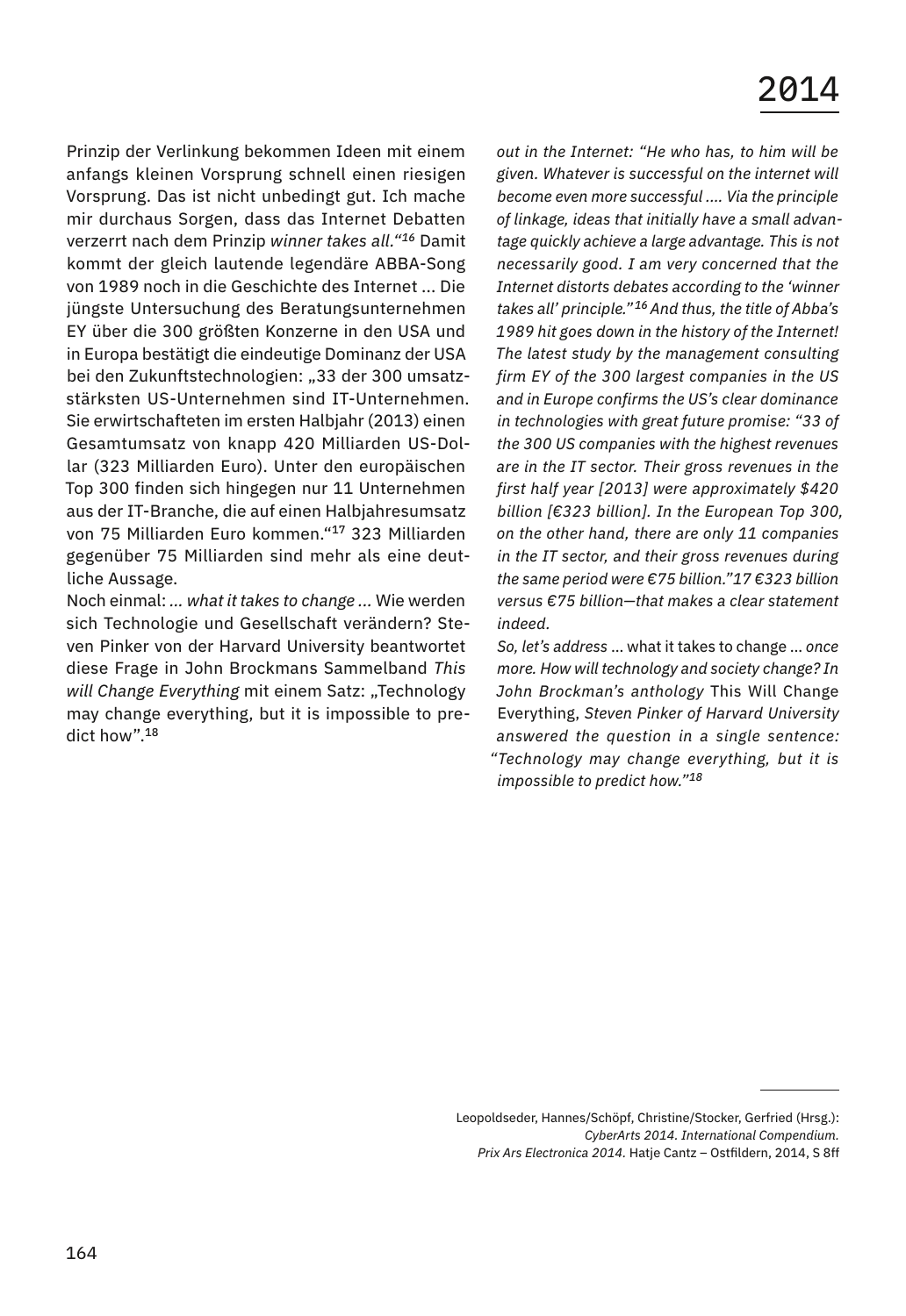# 2014

Prinzip der Verlinkung bekommen Ideen mit einem anfangs kleinen Vorsprung schnell einen riesigen Vorsprung. Das ist nicht unbedingt gut. Ich mache mir durchaus Sorgen, dass das Internet Debatten verzerrt nach dem Prinzip *winner takes all.*"[16] Damit kommt der gleich lautende legendäre ABBA-Song von 1989 noch in die Geschichte des Internet ... Die jüngste Untersuchung des Beratungsunternehmen EY über die 300 größten Konzerne in den USA und in Europa bestätigt die eindeutige Dominanz der USA bei den Zukunftstechnologien: „33 der 300 umsatzstärksten US-Unternehmen sind IT-Unternehmen. Sie erwirtschafteten im ersten Halbjahr (2013) einen Gesamtumsatz von knapp 420 Milliarden US-Dollar (323 Milliarden Euro). Unter den europäischen Top 300 finden sich hingegen nur 11 Unternehmen aus der IT-Branche, die auf einen Halbjahresumsatz von 75 Milliarden Euro kommen."[17] 323 Milliarden gegenüber 75 Milliarden sind mehr als eine deutliche Aussage.

Noch einmal: *... what it takes to change ...* Wie werden sich Technologie und Gesellschaft verändern? Steven Pinker von der Harvard University beantwortet diese Frage in John Brockmans Sammelband *This will Change Everything* mit einem Satz: „Technology may change everything, but it is impossible to predict how".[18]

*out in the Internet: "He who has, to him will be given. Whatever is successful on the internet will become even more successful .... Via the principle of linkage, ideas that initially have a small advantage quickly achieve a large advantage. This is not necessarily good. I am very concerned that the Internet distorts debates according to the 'winner takes all' principle."[16] And thus, the title of Abba's 1989 hit goes down in the history of the Internet! The latest study by the management consulting firm EY of the 300 largest companies in the US and in Europe confirms the US's clear dominance in technologies with great future promise: "33 of the 300 US companies with the highest revenues are in the IT sector. Their gross revenues in the first half year [2013] were approximately $420 billion [€323 billion]. In the European Top 300, on the other hand, there are only 11 companies in the IT sector, and their gross revenues during the same period were €75 billion."17 €323 billion versus €75 billion—that makes a clear statement indeed.*

*So, let's address* ... what it takes to change ... *once more. How will technology and society change? In John Brockman's anthology* This Will Change Everything, *Steven Pinker of Harvard University answered the question in a single sentence: "Technology may change everything, but it is impossible to predict how."[18]*

---

Leopoldseder, Hannes/Schöpf, Christine/Stocker, Gerfried (Hrsg.): *CyberArts 2014. International Compendium. Prix Ars Electronica 2014.* Hatje Cantz – Ostfildern, 2014, S 8ff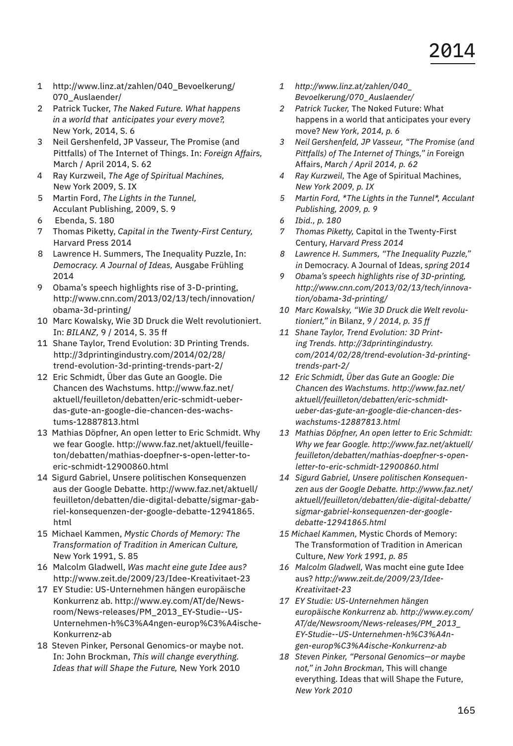# 2014

1 http://www.linz.at/zahlen/040_Bevoelkerung/070_Auslaender/
2 Patrick Tucker, *The Naked Future. What happens in a world that anticipates your every move?,* New York, 2014, S. 6
3 Neil Gershenfeld, JP Vasseur, The Promise (and Pittfalls) of The Internet of Things. In: *Foreign Affairs,* March / April 2014, S. 62
4 Ray Kurzweil, *The Age of Spiritual Machines,* New York 2009, S. IX
5 Martin Ford, *The Lights in the Tunnel,* Acculant Publishing, 2009, S. 9
6 Ebenda, S. 180
7 Thomas Piketty, *Capital in the Twenty-First Century,* Harvard Press 2014
8 Lawrence H. Summers, The Inequality Puzzle, In: *Democracy. A Journal of Ideas,* Ausgabe Frühling 2014
9 Obama's speech highlights rise of 3-D-printing, http://www.cnn.com/2013/02/13/tech/innovation/obama-3d-printing/
10 Marc Kowalsky, Wie 3D Druck die Welt revolutioniert. In: *BILANZ,* 9 / 2014, S. 35 ff
11 Shane Taylor, Trend Evolution: 3D Printing Trends. http://3dprintingindustry.com/2014/02/28/trend-evolution-3d-printing-trends-part-2/
12 Eric Schmidt, Über das Gute an Google. Die Chancen des Wachstums. http://www.faz.net/aktuell/feuilleton/debatten/eric-schmidt-ueber-das-gute-an-google-die-chancen-des-wachstums-12887813.html
13 Mathias Döpfner, An open letter to Eric Schmidt. Why we fear Google. http://www.faz.net/aktuell/feuilleton/debatten/mathias-doepfner-s-open-letter-to-eric-schmidt-12900860.html
14 Sigurd Gabriel, Unsere politischen Konsequenzen aus der Google Debatte. http://www.faz.net/aktuell/feuilleton/debatten/die-digital-debatte/sigmar-gabriel-konsequenzen-der-google-debatte-12941865.html
15 Michael Kammen, *Mystic Chords of Memory: The Transformation of Tradition in American Culture,* New York 1991, S. 85
16 Malcolm Gladwell, *Was macht eine gute Idee aus?* http://www.zeit.de/2009/23/Idee-Kreativitaet-23
17 EY Studie: US-Unternehmen hängen europäische Konkurrenz ab. http://www.ey.com/AT/de/Newsroom/News-releases/PM_2013_EY-Studie--US-Unternehmen-h%C3%A4ngen-europ%C3%A4ische-Konkurrenz-ab
18 Steven Pinker, Personal Genomics-or maybe not. In: John Brockman, *This will change everything. Ideas that will Shape the Future,* New York 2010

*1 http://www.linz.at/zahlen/040_Bevoelkerung/070_Auslaender/*
*2 Patrick Tucker,* The Naked Future: What happens in a world that anticipates your every move? *New York, 2014, p. 6*
*3 Neil Gershenfeld, JP Vasseur, "The Promise (and Pittfalls) of The Internet of Things," in* Foreign Affairs, *March / April 2014, p. 62*
*4 Ray Kurzweil,* The Age of Spiritual Machines, *New York 2009, p. IX*
*5 Martin Ford, *The Lights in the Tunnel*, Acculant Publishing, 2009, p. 9*
*6 Ibid., p. 180*
*7 Thomas Piketty,* Capital in the Twenty-First Century, *Harvard Press 2014*
*8 Lawrence H. Summers, "The Inequality Puzzle," in* Democracy. A Journal of Ideas, *spring 2014*
*9 Obama's speech highlights rise of 3D-printing, http://www.cnn.com/2013/02/13/tech/innovation/obama-3d-printing/*
*10 Marc Kowalsky, "Wie 3D Druck die Welt revolutioniert," in* Bilanz, *9 / 2014, p. 35 ff*
*11 Shane Taylor, Trend Evolution: 3D Printing Trends. http://3dprintingindustry.com/2014/02/28/trend-evolution-3d-printing-trends-part-2/*
*12 Eric Schmidt, Über das Gute an Google: Die Chancen des Wachstums. http://www.faz.net/aktuell/feuilleton/debatten/eric-schmidt-ueber-das-gute-an-google-die-chancen-des-wachstums-12887813.html*
*13 Mathias Döpfner, An open letter to Eric Schmidt: Why we fear Google. http://www.faz.net/aktuell/feuilleton/debatten/mathias-doepfner-s-open-letter-to-eric-schmidt-12900860.html*
*14 Sigurd Gabriel, Unsere politischen Konsequenzen aus der Google Debatte. http://www.faz.net/aktuell/feuilleton/debatten/die-digital-debatte/sigmar-gabriel-konsequenzen-der-google-debatte-12941865.html*
*15 Michael Kammen,* Mystic Chords of Memory: The Transformation of Tradition in American Culture, *New York 1991, p. 85*
*16 Malcolm Gladwell,* Was macht eine gute Idee aus? *http://www.zeit.de/2009/23/Idee-Kreativitaet-23*
*17 EY Studie: US-Unternehmen hängen europäische Konkurrenz ab. http://www.ey.com/AT/de/Newsroom/News-releases/PM_2013_EY-Studie--US-Unternehmen-h%C3%A4ngen-europ%C3%A4ische-Konkurrenz-ab*
*18 Steven Pinker, "Personal Genomics—or maybe not," in John Brockman,* This will change everything. Ideas that will Shape the Future, *New York 2010*